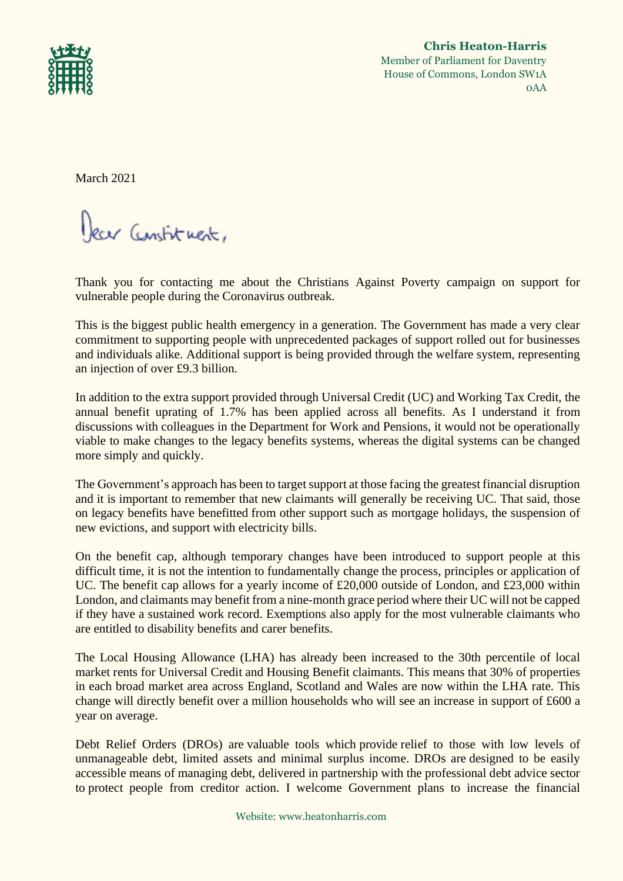**Chris Heaton-Harris**
Member of Parliament for Daventry
House of Commons, London SW1A 0AA

March 2021

Dear Constituent,

Thank you for contacting me about the Christians Against Poverty campaign on support for vulnerable people during the Coronavirus outbreak.

This is the biggest public health emergency in a generation. The Government has made a very clear commitment to supporting people with unprecedented packages of support rolled out for businesses and individuals alike. Additional support is being provided through the welfare system, representing an injection of over £9.3 billion.

In addition to the extra support provided through Universal Credit (UC) and Working Tax Credit, the annual benefit uprating of 1.7% has been applied across all benefits. As I understand it from discussions with colleagues in the Department for Work and Pensions, it would not be operationally viable to make changes to the legacy benefits systems, whereas the digital systems can be changed more simply and quickly.

The Government's approach has been to target support at those facing the greatest financial disruption and it is important to remember that new claimants will generally be receiving UC. That said, those on legacy benefits have benefitted from other support such as mortgage holidays, the suspension of new evictions, and support with electricity bills.

On the benefit cap, although temporary changes have been introduced to support people at this difficult time, it is not the intention to fundamentally change the process, principles or application of UC. The benefit cap allows for a yearly income of £20,000 outside of London, and £23,000 within London, and claimants may benefit from a nine-month grace period where their UC will not be capped if they have a sustained work record. Exemptions also apply for the most vulnerable claimants who are entitled to disability benefits and carer benefits.

The Local Housing Allowance (LHA) has already been increased to the 30th percentile of local market rents for Universal Credit and Housing Benefit claimants. This means that 30% of properties in each broad market area across England, Scotland and Wales are now within the LHA rate. This change will directly benefit over a million households who will see an increase in support of £600 a year on average.

Debt Relief Orders (DROs) are valuable tools which provide relief to those with low levels of unmanageable debt, limited assets and minimal surplus income. DROs are designed to be easily accessible means of managing debt, delivered in partnership with the professional debt advice sector to protect people from creditor action. I welcome Government plans to increase the financial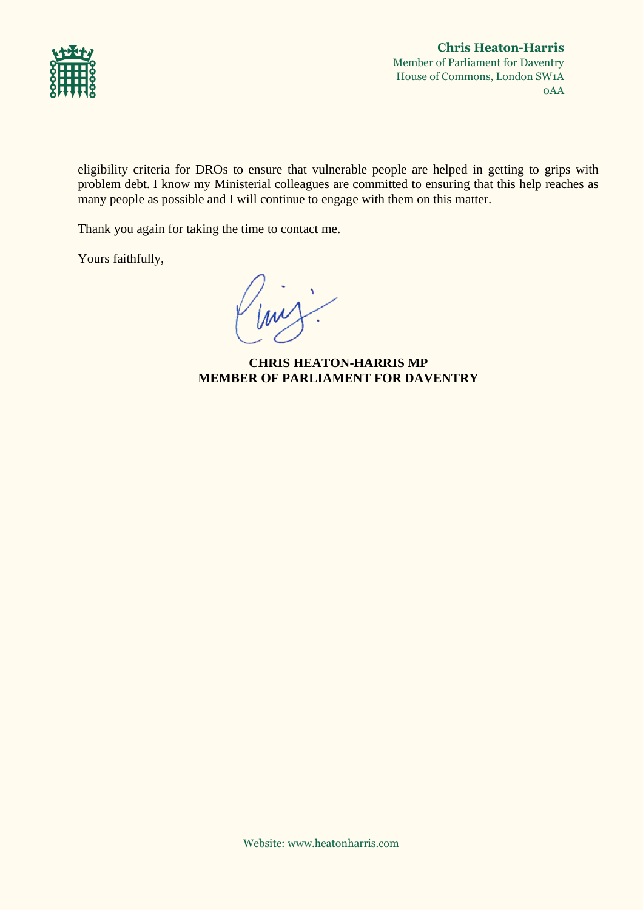**Chris Heaton-Harris**
Member of Parliament for Daventry
House of Commons, London SW1A 0AA

eligibility criteria for DROs to ensure that vulnerable people are helped in getting to grips with problem debt. I know my Ministerial colleagues are committed to ensuring that this help reaches as many people as possible and I will continue to engage with them on this matter.

Thank you again for taking the time to contact me.

Yours faithfully,

**CHRIS HEATON-HARRIS MP**
**MEMBER OF PARLIAMENT FOR DAVENTRY**

Website: www.heatonharris.com